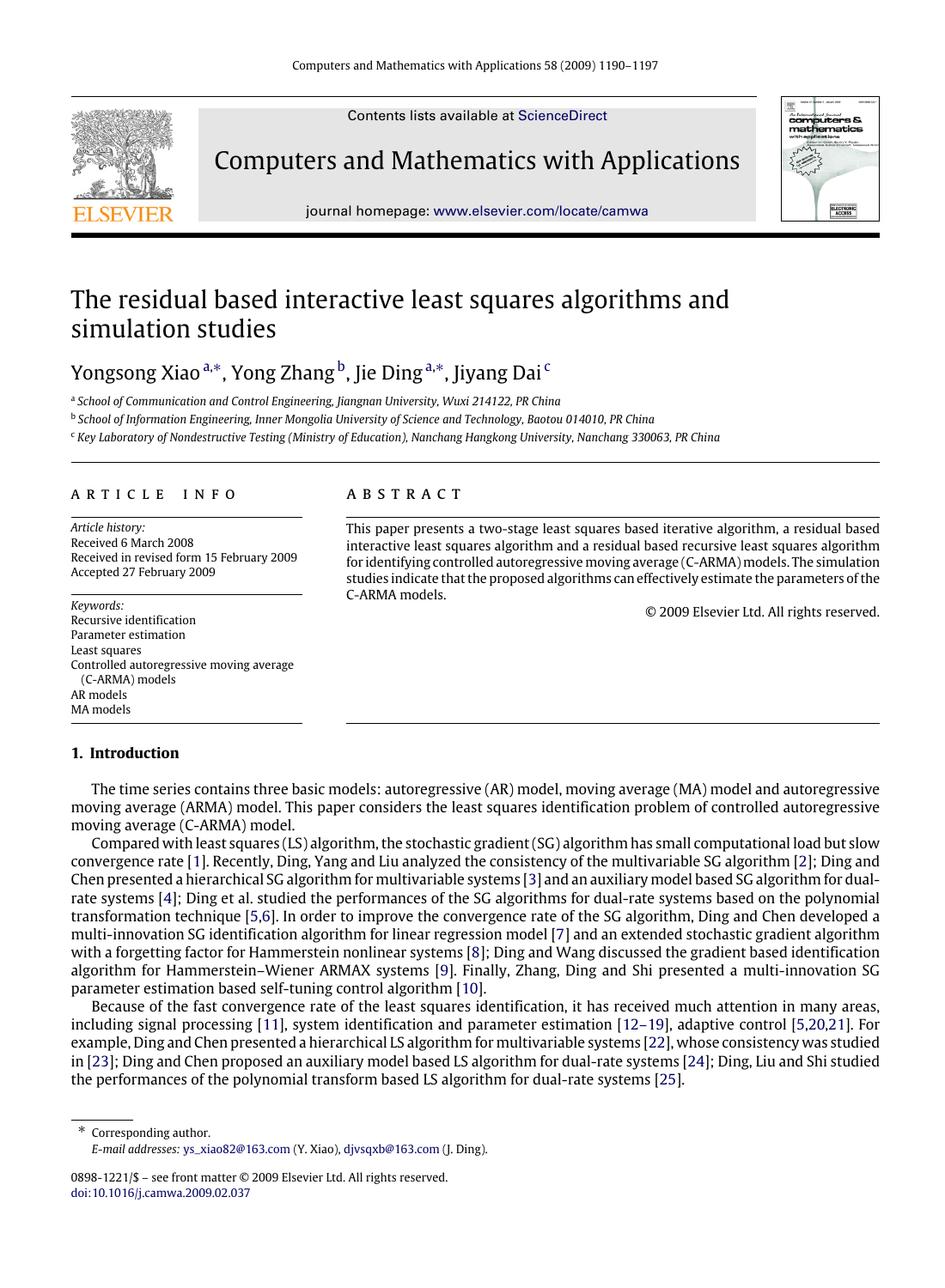Contents lists available at ScienceDirect

Computers and Mathematics with Applications

journal homepage: www.elsevier.com/locate/camwa

# The residual based interactive least squares algorithms and simulation studies

Yongsong Xiao [a,*], Yong Zhang [b], Jie Ding [a,*], Jiyang Dai [c]

[a] *School of Communication and Control Engineering, Jiangnan University, Wuxi 214122, PR China*

[b] *School of Information Engineering, Inner Mongolia University of Science and Technology, Baotou 014010, PR China*

[c] *Key Laboratory of Nondestructive Testing (Ministry of Education), Nanchang Hangkong University, Nanchang 330063, PR China*

## ARTICLE INFO

*Article history:*
Received 6 March 2008
Received in revised form 15 February 2009
Accepted 27 February 2009

*Keywords:*
Recursive identification
Parameter estimation
Least squares
Controlled autoregressive moving average (C-ARMA) models
AR models
MA models

## ABSTRACT

This paper presents a two-stage least squares based iterative algorithm, a residual based interactive least squares algorithm and a residual based recursive least squares algorithm for identifying controlled autoregressive moving average (C-ARMA) models. The simulation studies indicate that the proposed algorithms can effectively estimate the parameters of the C-ARMA models.

© 2009 Elsevier Ltd. All rights reserved.

## 1. Introduction

The time series contains three basic models: autoregressive (AR) model, moving average (MA) model and autoregressive moving average (ARMA) model. This paper considers the least squares identification problem of controlled autoregressive moving average (C-ARMA) model.

Compared with least squares (LS) algorithm, the stochastic gradient (SG) algorithm has small computational load but slow convergence rate [1]. Recently, Ding, Yang and Liu analyzed the consistency of the multivariable SG algorithm [2]; Ding and Chen presented a hierarchical SG algorithm for multivariable systems [3] and an auxiliary model based SG algorithm for dual-rate systems [4]; Ding et al. studied the performances of the SG algorithms for dual-rate systems based on the polynomial transformation technique [5,6]. In order to improve the convergence rate of the SG algorithm, Ding and Chen developed a multi-innovation SG identification algorithm for linear regression model [7] and an extended stochastic gradient algorithm with a forgetting factor for Hammerstein nonlinear systems [8]; Ding and Wang discussed the gradient based identification algorithm for Hammerstein–Wiener ARMAX systems [9]. Finally, Zhang, Ding and Shi presented a multi-innovation SG parameter estimation based self-tuning control algorithm [10].

Because of the fast convergence rate of the least squares identification, it has received much attention in many areas, including signal processing [11], system identification and parameter estimation [12–19], adaptive control [5,20,21]. For example, Ding and Chen presented a hierarchical LS algorithm for multivariable systems [22], whose consistency was studied in [23]; Ding and Chen proposed an auxiliary model based LS algorithm for dual-rate systems [24]; Ding, Liu and Shi studied the performances of the polynomial transform based LS algorithm for dual-rate systems [25].

* Corresponding author.
*E-mail addresses:* ys_xiao82@163.com (Y. Xiao), djvsqxb@163.com (J. Ding).

0898-1221/$ – see front matter © 2009 Elsevier Ltd. All rights reserved.
doi:10.1016/j.camwa.2009.02.037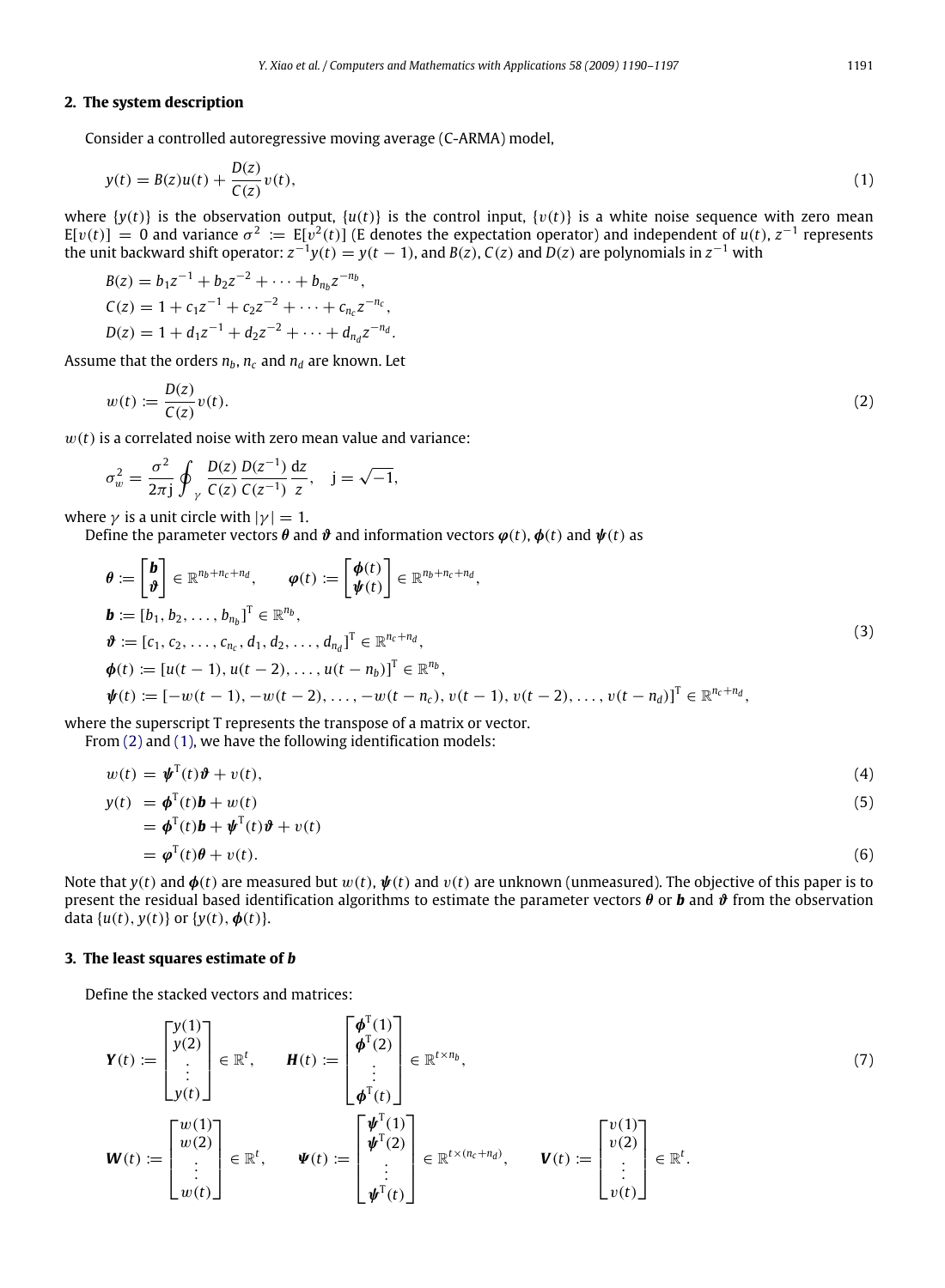## 2. The system description

Consider a controlled autoregressive moving average (C-ARMA) model,

$$y(t) = B(z)u(t) + \frac{D(z)}{C(z)}v(t), \tag{1}$$

where $\{y(t)\}$ is the observation output, $\{u(t)\}$ is the control input, $\{v(t)\}$ is a white noise sequence with zero mean $\mathrm{E}[v(t)] = 0$ and variance $\sigma^2 := \mathrm{E}[v^2(t)]$ (E denotes the expectation operator) and independent of $u(t)$, $z^{-1}$ represents the unit backward shift operator: $z^{-1}y(t) = y(t-1)$, and $B(z)$, $C(z)$ and $D(z)$ are polynomials in $z^{-1}$ with

$$B(z) = b_1 z^{-1} + b_2 z^{-2} + \cdots + b_{n_b} z^{-n_b},$$
$$C(z) = 1 + c_1 z^{-1} + c_2 z^{-2} + \cdots + c_{n_c} z^{-n_c},$$
$$D(z) = 1 + d_1 z^{-1} + d_2 z^{-2} + \cdots + d_{n_d} z^{-n_d}.$$

Assume that the orders $n_b$, $n_c$ and $n_d$ are known. Let

$$w(t) := \frac{D(z)}{C(z)}v(t). \tag{2}$$

$w(t)$ is a correlated noise with zero mean value and variance:

$$\sigma_w^2 = \frac{\sigma^2}{2\pi \mathrm{j}} \oint_{\gamma} \frac{D(z)}{C(z)} \frac{D(z^{-1})}{C(z^{-1})} \frac{\mathrm{d}z}{z}, \quad \mathrm{j} = \sqrt{-1},$$

where $\gamma$ is a unit circle with $|\gamma| = 1$.

Define the parameter vectors $\boldsymbol{\theta}$ and $\boldsymbol{\vartheta}$ and information vectors $\boldsymbol{\varphi}(t)$, $\boldsymbol{\phi}(t)$ and $\boldsymbol{\psi}(t)$ as

$$\begin{aligned}
&\boldsymbol{\theta} := \begin{bmatrix} \boldsymbol{b} \\ \boldsymbol{\vartheta} \end{bmatrix} \in \mathbb{R}^{n_b+n_c+n_d}, \qquad \boldsymbol{\varphi}(t) := \begin{bmatrix} \boldsymbol{\phi}(t) \\ \boldsymbol{\psi}(t) \end{bmatrix} \in \mathbb{R}^{n_b+n_c+n_d}, \\
&\boldsymbol{b} := [b_1, b_2, \ldots, b_{n_b}]^{\mathrm{T}} \in \mathbb{R}^{n_b}, \\
&\boldsymbol{\vartheta} := [c_1, c_2, \ldots, c_{n_c}, d_1, d_2, \ldots, d_{n_d}]^{\mathrm{T}} \in \mathbb{R}^{n_c+n_d}, \\
&\boldsymbol{\phi}(t) := [u(t-1), u(t-2), \ldots, u(t-n_b)]^{\mathrm{T}} \in \mathbb{R}^{n_b}, \\
&\boldsymbol{\psi}(t) := [-w(t-1), -w(t-2), \ldots, -w(t-n_c), v(t-1), v(t-2), \ldots, v(t-n_d)]^{\mathrm{T}} \in \mathbb{R}^{n_c+n_d},
\end{aligned} \tag{3}$$

where the superscript T represents the transpose of a matrix or vector.

From (2) and (1), we have the following identification models:

$$w(t) = \boldsymbol{\psi}^{\mathrm{T}}(t)\boldsymbol{\vartheta} + v(t), \tag{4}$$

$$y(t) = \boldsymbol{\phi}^{\mathrm{T}}(t)\boldsymbol{b} + w(t) \tag{5}$$

$$\begin{aligned}
&= \boldsymbol{\phi}^{\mathrm{T}}(t)\boldsymbol{b} + \boldsymbol{\psi}^{\mathrm{T}}(t)\boldsymbol{\vartheta} + v(t) \\
&= \boldsymbol{\varphi}^{\mathrm{T}}(t)\boldsymbol{\theta} + v(t).
\end{aligned} \tag{6}$$

Note that $y(t)$ and $\boldsymbol{\phi}(t)$ are measured but $w(t)$, $\boldsymbol{\psi}(t)$ and $v(t)$ are unknown (unmeasured). The objective of this paper is to present the residual based identification algorithms to estimate the parameter vectors $\boldsymbol{\theta}$ or $\boldsymbol{b}$ and $\boldsymbol{\vartheta}$ from the observation data $\{u(t), y(t)\}$ or $\{y(t), \boldsymbol{\phi}(t)\}$.

## 3. The least squares estimate of *b*

Define the stacked vectors and matrices:

$$\boldsymbol{Y}(t) := \begin{bmatrix} y(1) \\ y(2) \\ \vdots \\ y(t) \end{bmatrix} \in \mathbb{R}^{t}, \qquad \boldsymbol{H}(t) := \begin{bmatrix} \boldsymbol{\phi}^{\mathrm{T}}(1) \\ \boldsymbol{\phi}^{\mathrm{T}}(2) \\ \vdots \\ \boldsymbol{\phi}^{\mathrm{T}}(t) \end{bmatrix} \in \mathbb{R}^{t \times n_b}, \tag{7}$$

$$\boldsymbol{W}(t) := \begin{bmatrix} w(1) \\ w(2) \\ \vdots \\ w(t) \end{bmatrix} \in \mathbb{R}^{t}, \qquad \boldsymbol{\Psi}(t) := \begin{bmatrix} \boldsymbol{\psi}^{\mathrm{T}}(1) \\ \boldsymbol{\psi}^{\mathrm{T}}(2) \\ \vdots \\ \boldsymbol{\psi}^{\mathrm{T}}(t) \end{bmatrix} \in \mathbb{R}^{t \times (n_c+n_d)}, \qquad \boldsymbol{V}(t) := \begin{bmatrix} v(1) \\ v(2) \\ \vdots \\ v(t) \end{bmatrix} \in \mathbb{R}^{t}.$$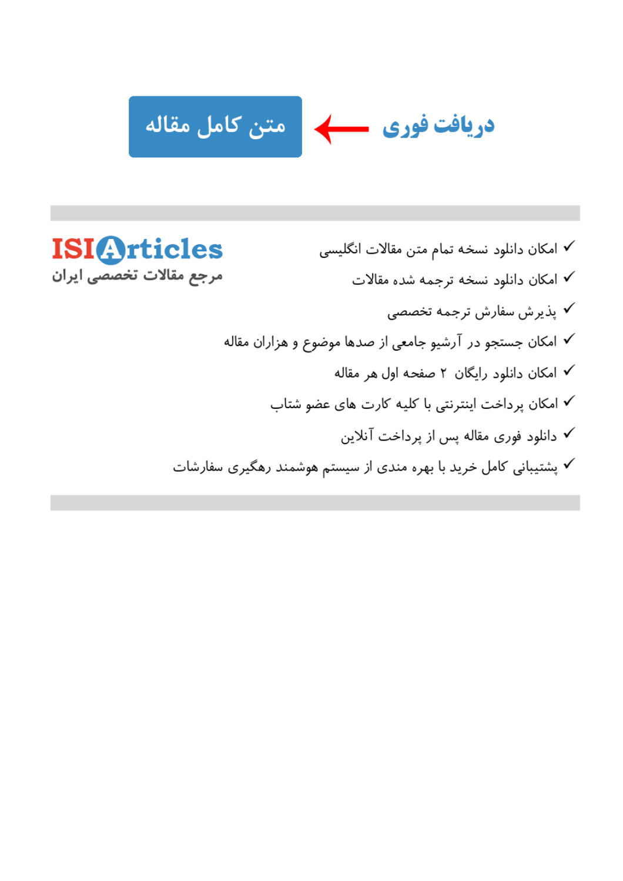دریافت فوری ← متن کامل مقاله

**ISIArticles**
مرجع مقالات تخصصی ایران

- ✓ امکان دانلود نسخه تمام متن مقالات انگلیسی
- ✓ امکان دانلود نسخه ترجمه شده مقالات
- ✓ پذیرش سفارش ترجمه تخصصی
- ✓ امکان جستجو در آرشیو جامعی از صدها موضوع و هزاران مقاله
- ✓ امکان دانلود رایگان ۲ صفحه اول هر مقاله
- ✓ امکان پرداخت اینترنتی با کلیه کارت های عضو شتاب
- ✓ دانلود فوری مقاله پس از پرداخت آنلاین
- ✓ پشتیبانی کامل خرید با بهره مندی از سیستم هوشمند رهگیری سفارشات